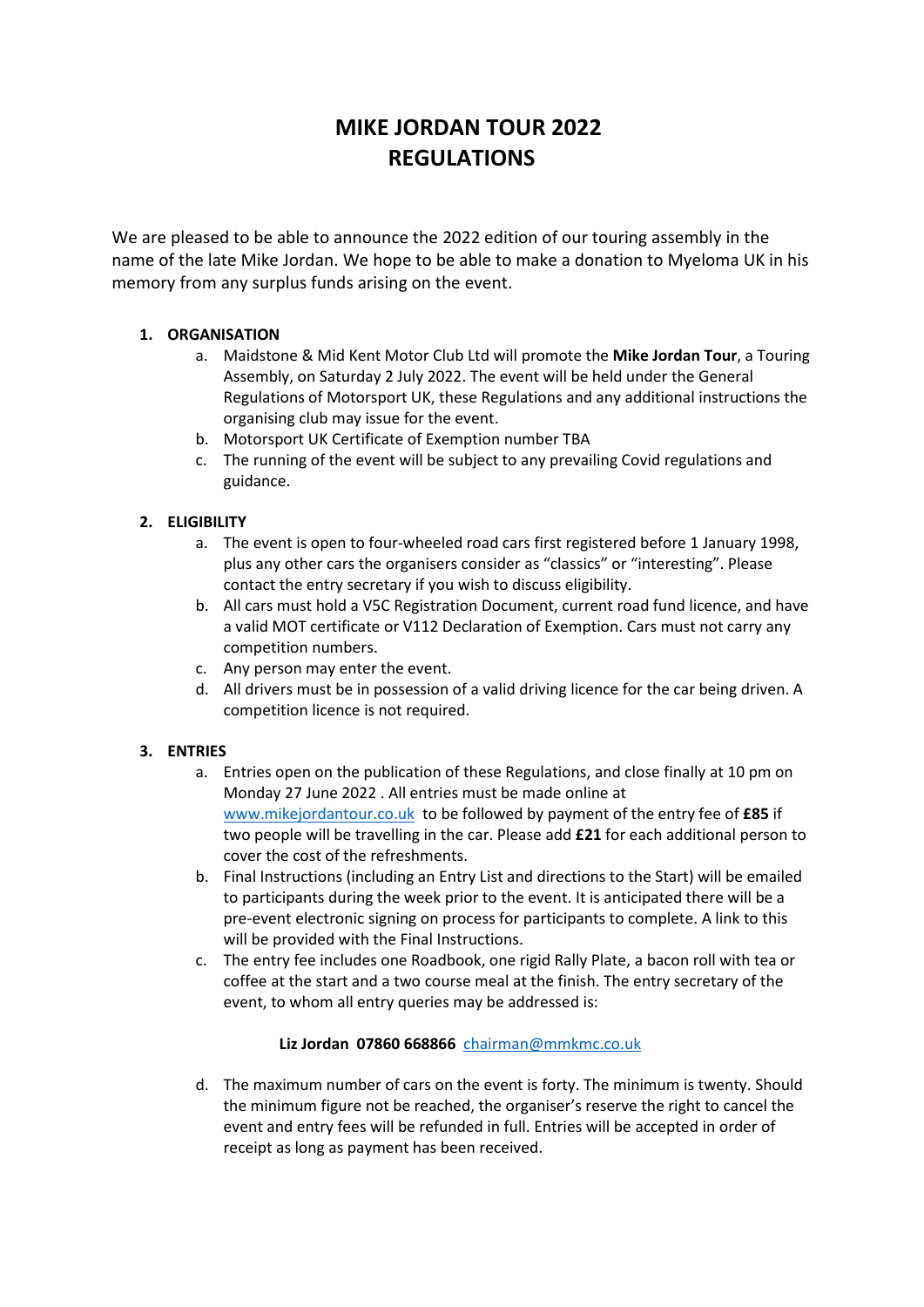# MIKE JORDAN TOUR 2022
# REGULATIONS

We are pleased to be able to announce the 2022 edition of our touring assembly in the name of the late Mike Jordan. We hope to be able to make a donation to Myeloma UK in his memory from any surplus funds arising on the event.

1. **ORGANISATION**
    a. Maidstone & Mid Kent Motor Club Ltd will promote the **Mike Jordan Tour**, a Touring Assembly, on Saturday 2 July 2022. The event will be held under the General Regulations of Motorsport UK, these Regulations and any additional instructions the organising club may issue for the event.
    b. Motorsport UK Certificate of Exemption number TBA
    c. The running of the event will be subject to any prevailing Covid regulations and guidance.

2. **ELIGIBILITY**
    a. The event is open to four-wheeled road cars first registered before 1 January 1998, plus any other cars the organisers consider as "classics" or "interesting". Please contact the entry secretary if you wish to discuss eligibility.
    b. All cars must hold a V5C Registration Document, current road fund licence, and have a valid MOT certificate or V112 Declaration of Exemption. Cars must not carry any competition numbers.
    c. Any person may enter the event.
    d. All drivers must be in possession of a valid driving licence for the car being driven. A competition licence is not required.

3. **ENTRIES**
    a. Entries open on the publication of these Regulations, and close finally at 10 pm on Monday 27 June 2022 . All entries must be made online at [www.mikejordantour.co.uk](www.mikejordantour.co.uk) to be followed by payment of the entry fee of **£85** if two people will be travelling in the car. Please add **£21** for each additional person to cover the cost of the refreshments.
    b. Final Instructions (including an Entry List and directions to the Start) will be emailed to participants during the week prior to the event. It is anticipated there will be a pre-event electronic signing on process for participants to complete. A link to this will be provided with the Final Instructions.
    c. The entry fee includes one Roadbook, one rigid Rally Plate, a bacon roll with tea or coffee at the start and a two course meal at the finish. The entry secretary of the event, to whom all entry queries may be addressed is:

       **Liz Jordan 07860 668866** [chairman@mmkmc.co.uk](mailto:chairman@mmkmc.co.uk)

    d. The maximum number of cars on the event is forty. The minimum is twenty. Should the minimum figure not be reached, the organiser's reserve the right to cancel the event and entry fees will be refunded in full. Entries will be accepted in order of receipt as long as payment has been received.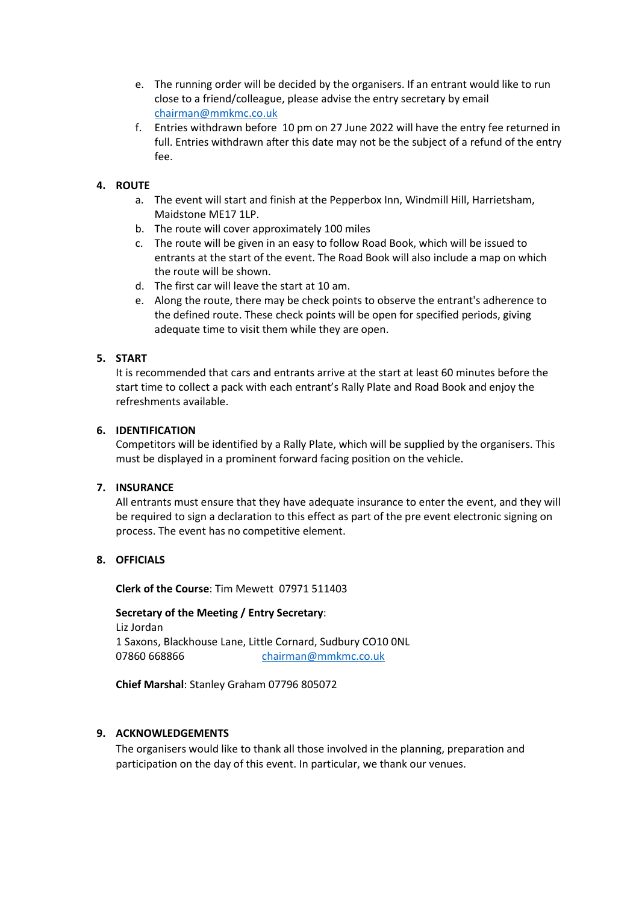e. The running order will be decided by the organisers. If an entrant would like to run close to a friend/colleague, please advise the entry secretary by email chairman@mmkmc.co.uk

f. Entries withdrawn before 10 pm on 27 June 2022 will have the entry fee returned in full. Entries withdrawn after this date may not be the subject of a refund of the entry fee.

## 4. ROUTE

a. The event will start and finish at the Pepperbox Inn, Windmill Hill, Harrietsham, Maidstone ME17 1LP.

b. The route will cover approximately 100 miles

c. The route will be given in an easy to follow Road Book, which will be issued to entrants at the start of the event. The Road Book will also include a map on which the route will be shown.

d. The first car will leave the start at 10 am.

e. Along the route, there may be check points to observe the entrant's adherence to the defined route. These check points will be open for specified periods, giving adequate time to visit them while they are open.

## 5. START

It is recommended that cars and entrants arrive at the start at least 60 minutes before the start time to collect a pack with each entrant's Rally Plate and Road Book and enjoy the refreshments available.

## 6. IDENTIFICATION

Competitors will be identified by a Rally Plate, which will be supplied by the organisers. This must be displayed in a prominent forward facing position on the vehicle.

## 7. INSURANCE

All entrants must ensure that they have adequate insurance to enter the event, and they will be required to sign a declaration to this effect as part of the pre event electronic signing on process. The event has no competitive element.

## 8. OFFICIALS

**Clerk of the Course**: Tim Mewett 07971 511403

**Secretary of the Meeting / Entry Secretary**:
Liz Jordan
1 Saxons, Blackhouse Lane, Little Cornard, Sudbury CO10 0NL
07860 668866 chairman@mmkmc.co.uk

**Chief Marshal**: Stanley Graham 07796 805072

## 9. ACKNOWLEDGEMENTS

The organisers would like to thank all those involved in the planning, preparation and participation on the day of this event. In particular, we thank our venues.